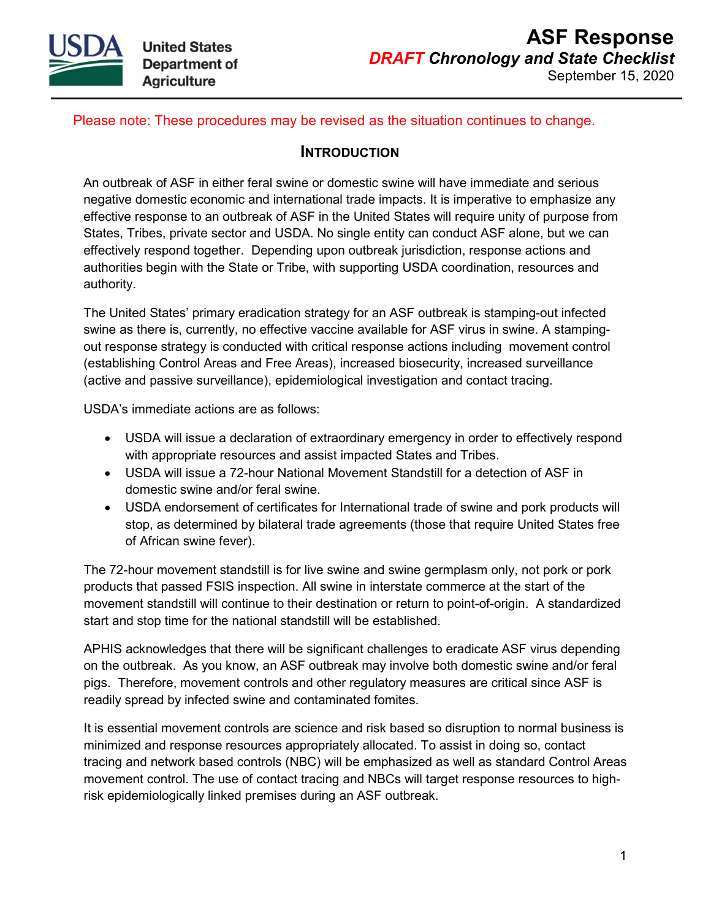United States Department of Agriculture

# ASF Response

## *DRAFT* *Chronology and State Checklist*

September 15, 2020

Please note: These procedures may be revised as the situation continues to change.

## INTRODUCTION

An outbreak of ASF in either feral swine or domestic swine will have immediate and serious negative domestic economic and international trade impacts. It is imperative to emphasize any effective response to an outbreak of ASF in the United States will require unity of purpose from States, Tribes, private sector and USDA. No single entity can conduct ASF alone, but we can effectively respond together. Depending upon outbreak jurisdiction, response actions and authorities begin with the State or Tribe, with supporting USDA coordination, resources and authority.

The United States' primary eradication strategy for an ASF outbreak is stamping-out infected swine as there is, currently, no effective vaccine available for ASF virus in swine. A stamping-out response strategy is conducted with critical response actions including movement control (establishing Control Areas and Free Areas), increased biosecurity, increased surveillance (active and passive surveillance), epidemiological investigation and contact tracing.

USDA's immediate actions are as follows:

- USDA will issue a declaration of extraordinary emergency in order to effectively respond with appropriate resources and assist impacted States and Tribes.
- USDA will issue a 72-hour National Movement Standstill for a detection of ASF in domestic swine and/or feral swine.
- USDA endorsement of certificates for International trade of swine and pork products will stop, as determined by bilateral trade agreements (those that require United States free of African swine fever).

The 72-hour movement standstill is for live swine and swine germplasm only, not pork or pork products that passed FSIS inspection. All swine in interstate commerce at the start of the movement standstill will continue to their destination or return to point-of-origin. A standardized start and stop time for the national standstill will be established.

APHIS acknowledges that there will be significant challenges to eradicate ASF virus depending on the outbreak. As you know, an ASF outbreak may involve both domestic swine and/or feral pigs. Therefore, movement controls and other regulatory measures are critical since ASF is readily spread by infected swine and contaminated fomites.

It is essential movement controls are science and risk based so disruption to normal business is minimized and response resources appropriately allocated. To assist in doing so, contact tracing and network based controls (NBC) will be emphasized as well as standard Control Areas movement control. The use of contact tracing and NBCs will target response resources to high-risk epidemiologically linked premises during an ASF outbreak.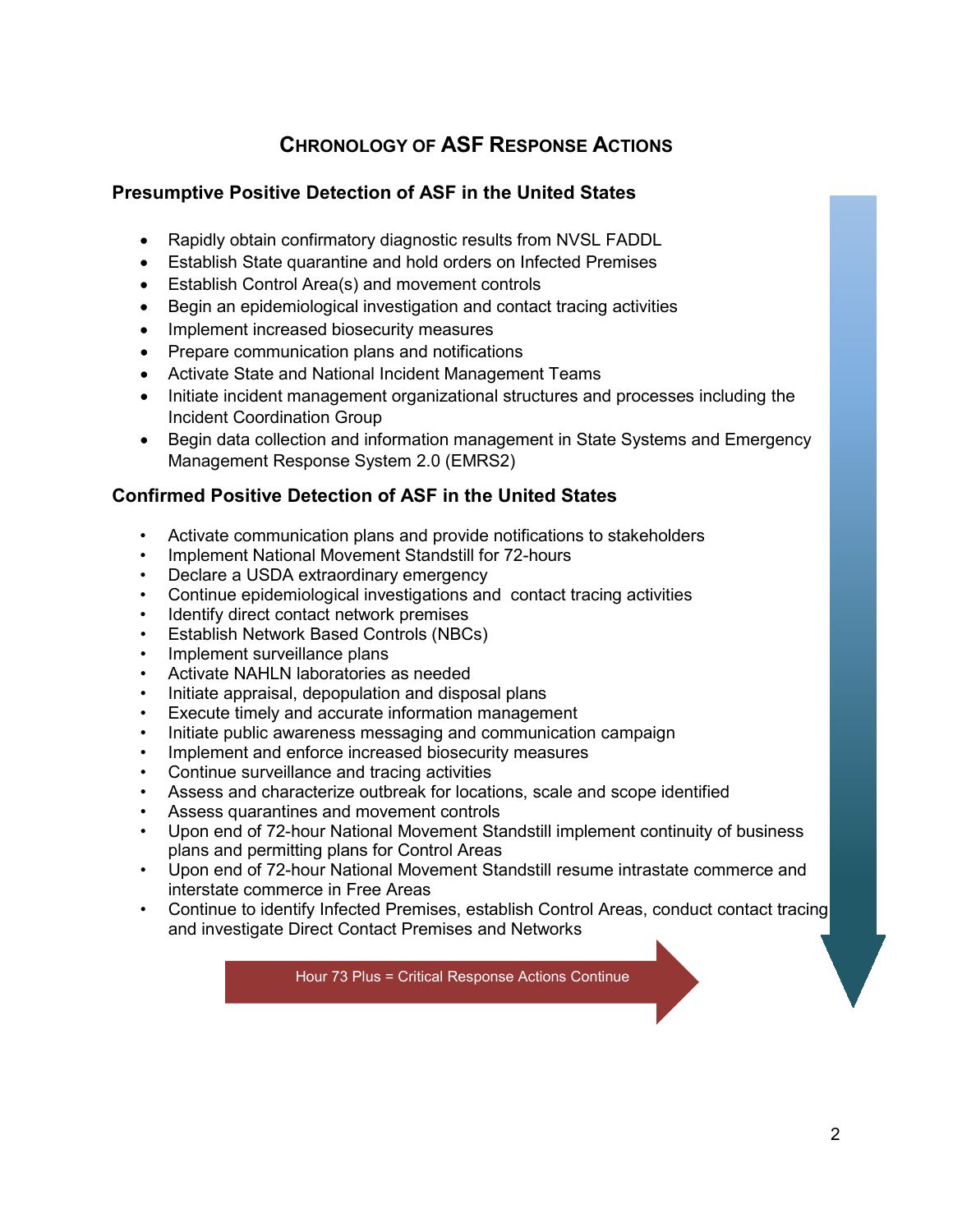## CHRONOLOGY OF ASF RESPONSE ACTIONS

### Presumptive Positive Detection of ASF in the United States

- Rapidly obtain confirmatory diagnostic results from NVSL FADDL
- Establish State quarantine and hold orders on Infected Premises
- Establish Control Area(s) and movement controls
- Begin an epidemiological investigation and contact tracing activities
- Implement increased biosecurity measures
- Prepare communication plans and notifications
- Activate State and National Incident Management Teams
- Initiate incident management organizational structures and processes including the Incident Coordination Group
- Begin data collection and information management in State Systems and Emergency Management Response System 2.0 (EMRS2)

### Confirmed Positive Detection of ASF in the United States

- Activate communication plans and provide notifications to stakeholders
- Implement National Movement Standstill for 72-hours
- Declare a USDA extraordinary emergency
- Continue epidemiological investigations and contact tracing activities
- Identify direct contact network premises
- Establish Network Based Controls (NBCs)
- Implement surveillance plans
- Activate NAHLN laboratories as needed
- Initiate appraisal, depopulation and disposal plans
- Execute timely and accurate information management
- Initiate public awareness messaging and communication campaign
- Implement and enforce increased biosecurity measures
- Continue surveillance and tracing activities
- Assess and characterize outbreak for locations, scale and scope identified
- Assess quarantines and movement controls
- Upon end of 72-hour National Movement Standstill implement continuity of business plans and permitting plans for Control Areas
- Upon end of 72-hour National Movement Standstill resume intrastate commerce and interstate commerce in Free Areas
- Continue to identify Infected Premises, establish Control Areas, conduct contact tracing and investigate Direct Contact Premises and Networks

Hour 73 Plus = Critical Response Actions Continue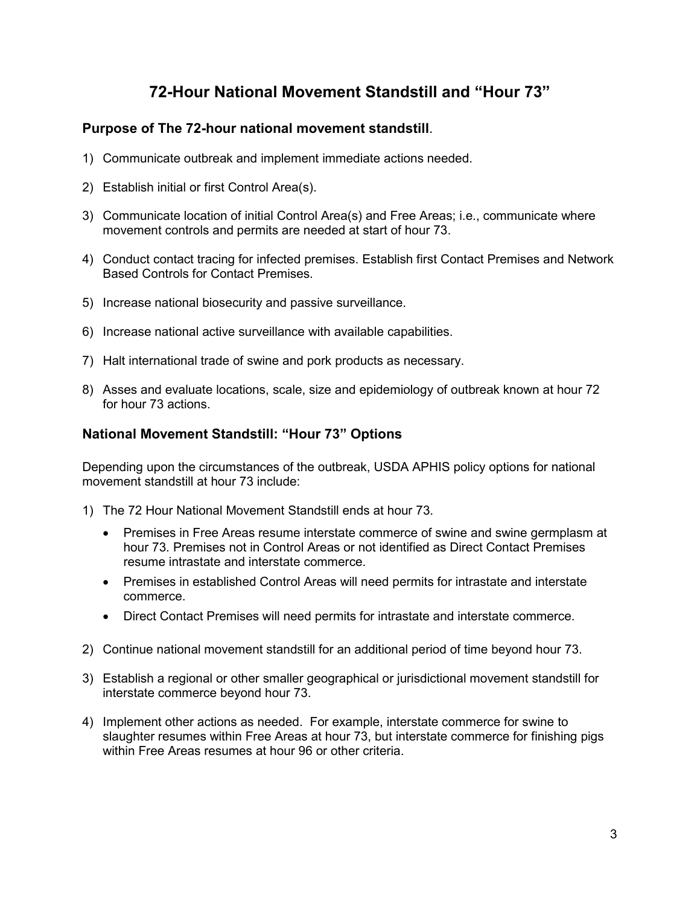# 72-Hour National Movement Standstill and "Hour 73"

### Purpose of The 72-hour national movement standstill.

1) Communicate outbreak and implement immediate actions needed.
2) Establish initial or first Control Area(s).
3) Communicate location of initial Control Area(s) and Free Areas; i.e., communicate where movement controls and permits are needed at start of hour 73.
4) Conduct contact tracing for infected premises. Establish first Contact Premises and Network Based Controls for Contact Premises.
5) Increase national biosecurity and passive surveillance.
6) Increase national active surveillance with available capabilities.
7) Halt international trade of swine and pork products as necessary.
8) Asses and evaluate locations, scale, size and epidemiology of outbreak known at hour 72 for hour 73 actions.

### National Movement Standstill: "Hour 73" Options

Depending upon the circumstances of the outbreak, USDA APHIS policy options for national movement standstill at hour 73 include:

1) The 72 Hour National Movement Standstill ends at hour 73.
   - Premises in Free Areas resume interstate commerce of swine and swine germplasm at hour 73. Premises not in Control Areas or not identified as Direct Contact Premises resume intrastate and interstate commerce.
   - Premises in established Control Areas will need permits for intrastate and interstate commerce.
   - Direct Contact Premises will need permits for intrastate and interstate commerce.
2) Continue national movement standstill for an additional period of time beyond hour 73.
3) Establish a regional or other smaller geographical or jurisdictional movement standstill for interstate commerce beyond hour 73.
4) Implement other actions as needed. For example, interstate commerce for swine to slaughter resumes within Free Areas at hour 73, but interstate commerce for finishing pigs within Free Areas resumes at hour 96 or other criteria.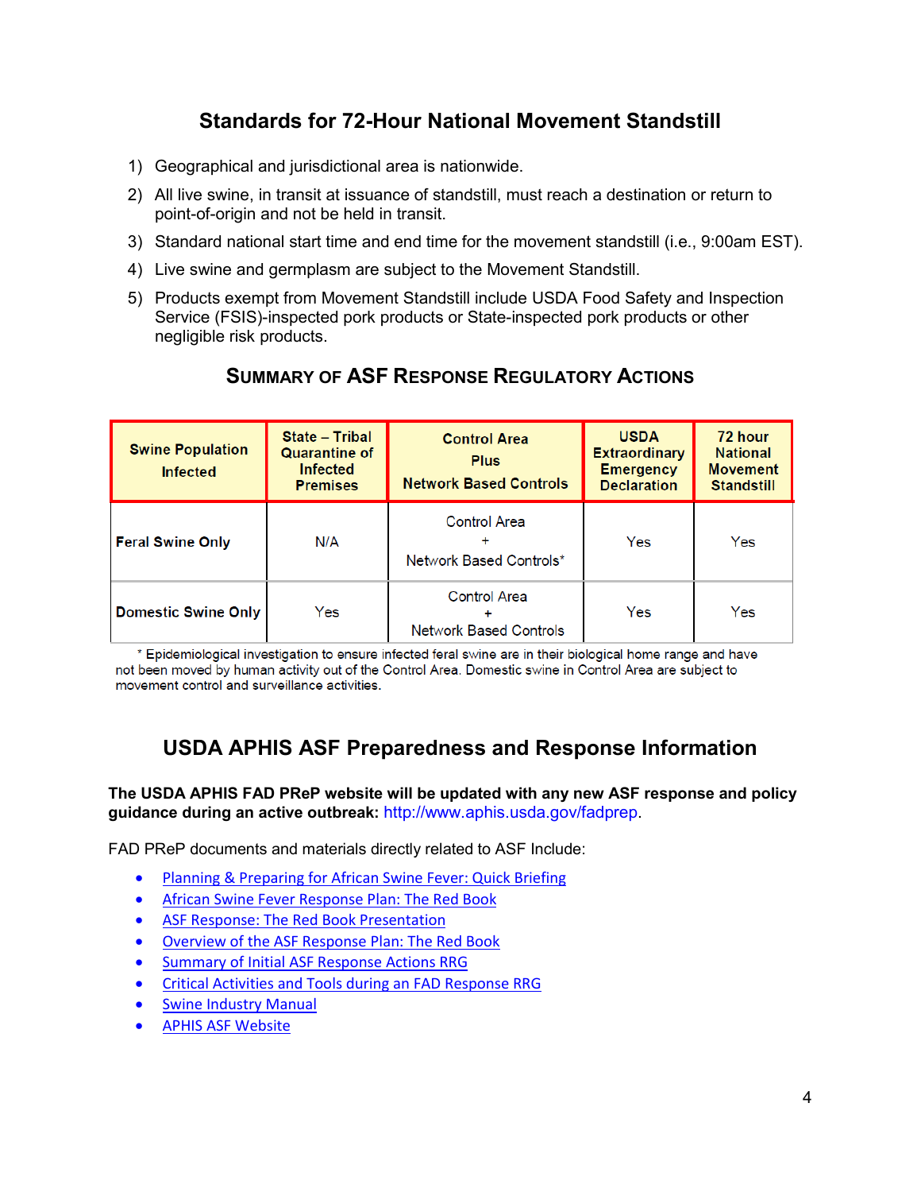## Standards for 72-Hour National Movement Standstill

1) Geographical and jurisdictional area is nationwide.
2) All live swine, in transit at issuance of standstill, must reach a destination or return to point-of-origin and not be held in transit.
3) Standard national start time and end time for the movement standstill (i.e., 9:00am EST).
4) Live swine and germplasm are subject to the Movement Standstill.
5) Products exempt from Movement Standstill include USDA Food Safety and Inspection Service (FSIS)-inspected pork products or State-inspected pork products or other negligible risk products.

### Summary of ASF Response Regulatory Actions

| Swine Population Infected | State – Tribal Quarantine of Infected Premises | Control Area Plus Network Based Controls | USDA Extraordinary Emergency Declaration | 72 hour National Movement Standstill |
|---|---|---|---|---|
| **Feral Swine Only** | N/A | Control Area + Network Based Controls* | Yes | Yes |
| **Domestic Swine Only** | Yes | Control Area + Network Based Controls | Yes | Yes |

\* Epidemiological investigation to ensure infected feral swine are in their biological home range and have not been moved by human activity out of the Control Area. Domestic swine in Control Area are subject to movement control and surveillance activities.

## USDA APHIS ASF Preparedness and Response Information

**The USDA APHIS FAD PReP website will be updated with any new ASF response and policy guidance during an active outbreak:** http://www.aphis.usda.gov/fadprep.

FAD PReP documents and materials directly related to ASF Include:

- Planning & Preparing for African Swine Fever: Quick Briefing
- African Swine Fever Response Plan: The Red Book
- ASF Response: The Red Book Presentation
- Overview of the ASF Response Plan: The Red Book
- Summary of Initial ASF Response Actions RRG
- Critical Activities and Tools during an FAD Response RRG
- Swine Industry Manual
- APHIS ASF Website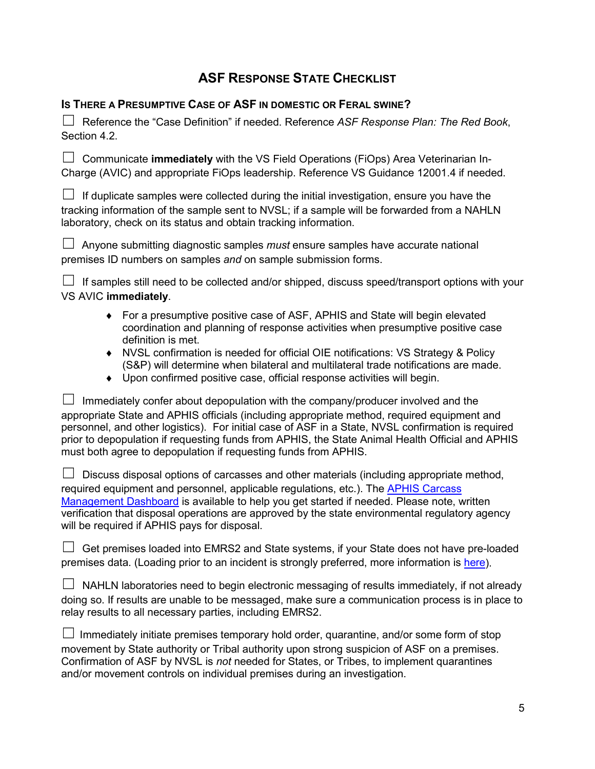# ASF Response State Checklist

## Is There a Presumptive Case of ASF in Domestic or Feral Swine?

☐ Reference the "Case Definition" if needed. Reference *ASF Response Plan: The Red Book*, Section 4.2.

☐ Communicate **immediately** with the VS Field Operations (FiOps) Area Veterinarian In-Charge (AVIC) and appropriate FiOps leadership. Reference VS Guidance 12001.4 if needed.

☐ If duplicate samples were collected during the initial investigation, ensure you have the tracking information of the sample sent to NVSL; if a sample will be forwarded from a NAHLN laboratory, check on its status and obtain tracking information.

☐ Anyone submitting diagnostic samples *must* ensure samples have accurate national premises ID numbers on samples *and* on sample submission forms.

☐ If samples still need to be collected and/or shipped, discuss speed/transport options with your VS AVIC **immediately**.

- For a presumptive positive case of ASF, APHIS and State will begin elevated coordination and planning of response activities when presumptive positive case definition is met.
- NVSL confirmation is needed for official OIE notifications: VS Strategy & Policy (S&P) will determine when bilateral and multilateral trade notifications are made.
- Upon confirmed positive case, official response activities will begin.

☐ Immediately confer about depopulation with the company/producer involved and the appropriate State and APHIS officials (including appropriate method, required equipment and personnel, and other logistics). For initial case of ASF in a State, NVSL confirmation is required prior to depopulation if requesting funds from APHIS, the State Animal Health Official and APHIS must both agree to depopulation if requesting funds from APHIS.

☐ Discuss disposal options of carcasses and other materials (including appropriate method, required equipment and personnel, applicable regulations, etc.). The APHIS Carcass Management Dashboard is available to help you get started if needed. Please note, written verification that disposal operations are approved by the state environmental regulatory agency will be required if APHIS pays for disposal.

☐ Get premises loaded into EMRS2 and State systems, if your State does not have pre-loaded premises data. (Loading prior to an incident is strongly preferred, more information is here).

☐ NAHLN laboratories need to begin electronic messaging of results immediately, if not already doing so. If results are unable to be messaged, make sure a communication process is in place to relay results to all necessary parties, including EMRS2.

☐ Immediately initiate premises temporary hold order, quarantine, and/or some form of stop movement by State authority or Tribal authority upon strong suspicion of ASF on a premises. Confirmation of ASF by NVSL is *not* needed for States, or Tribes, to implement quarantines and/or movement controls on individual premises during an investigation.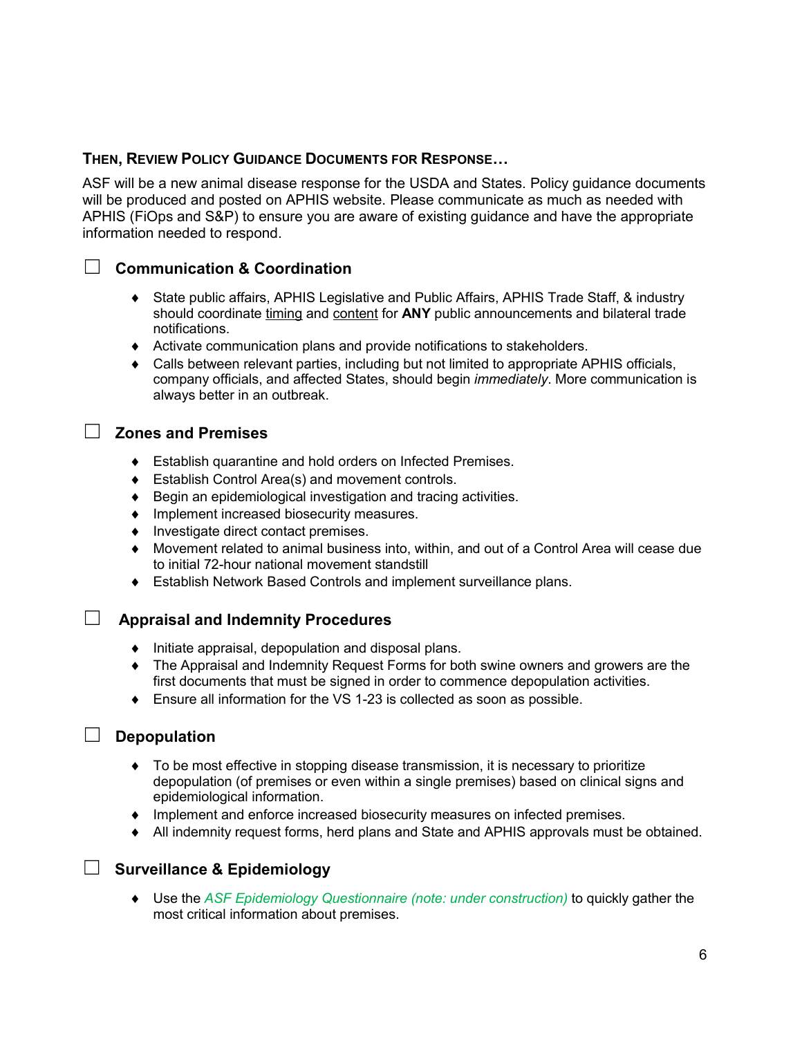### THEN, REVIEW POLICY GUIDANCE DOCUMENTS FOR RESPONSE…

ASF will be a new animal disease response for the USDA and States. Policy guidance documents will be produced and posted on APHIS website. Please communicate as much as needed with APHIS (FiOps and S&P) to ensure you are aware of existing guidance and have the appropriate information needed to respond.

☐ **Communication & Coordination**

- State public affairs, APHIS Legislative and Public Affairs, APHIS Trade Staff, & industry should coordinate timing and content for **ANY** public announcements and bilateral trade notifications.
- Activate communication plans and provide notifications to stakeholders.
- Calls between relevant parties, including but not limited to appropriate APHIS officials, company officials, and affected States, should begin *immediately*. More communication is always better in an outbreak.

☐ **Zones and Premises**

- Establish quarantine and hold orders on Infected Premises.
- Establish Control Area(s) and movement controls.
- Begin an epidemiological investigation and tracing activities.
- Implement increased biosecurity measures.
- Investigate direct contact premises.
- Movement related to animal business into, within, and out of a Control Area will cease due to initial 72-hour national movement standstill
- Establish Network Based Controls and implement surveillance plans.

☐ **Appraisal and Indemnity Procedures**

- Initiate appraisal, depopulation and disposal plans.
- The Appraisal and Indemnity Request Forms for both swine owners and growers are the first documents that must be signed in order to commence depopulation activities.
- Ensure all information for the VS 1-23 is collected as soon as possible.

☐ **Depopulation**

- To be most effective in stopping disease transmission, it is necessary to prioritize depopulation (of premises or even within a single premises) based on clinical signs and epidemiological information.
- Implement and enforce increased biosecurity measures on infected premises.
- All indemnity request forms, herd plans and State and APHIS approvals must be obtained.

☐ **Surveillance & Epidemiology**

- Use the *ASF Epidemiology Questionnaire (note: under construction)* to quickly gather the most critical information about premises.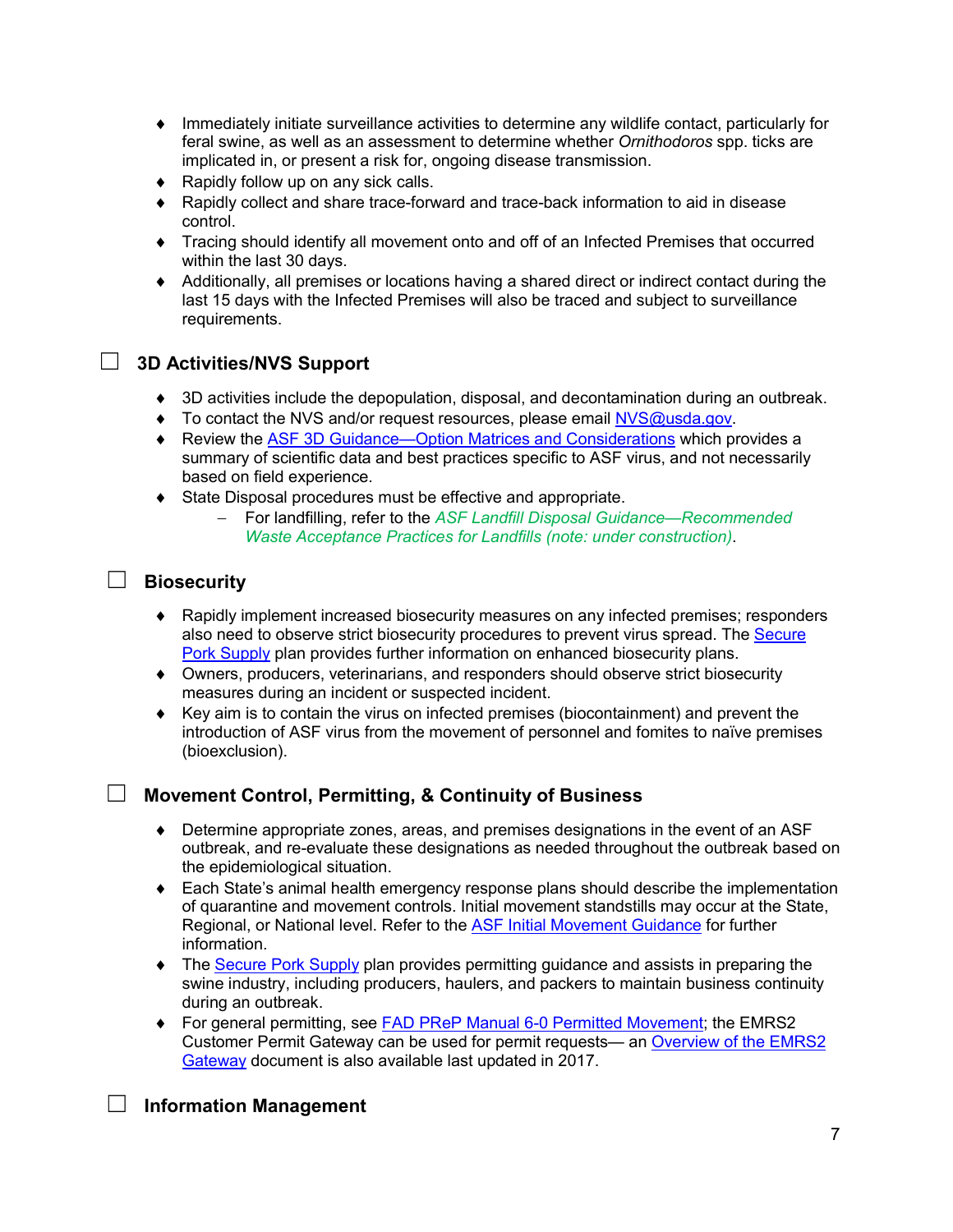- Immediately initiate surveillance activities to determine any wildlife contact, particularly for feral swine, as well as an assessment to determine whether *Ornithodoros* spp. ticks are implicated in, or present a risk for, ongoing disease transmission.
- Rapidly follow up on any sick calls.
- Rapidly collect and share trace-forward and trace-back information to aid in disease control.
- Tracing should identify all movement onto and off of an Infected Premises that occurred within the last 30 days.
- Additionally, all premises or locations having a shared direct or indirect contact during the last 15 days with the Infected Premises will also be traced and subject to surveillance requirements.

## ☐ 3D Activities/NVS Support

- 3D activities include the depopulation, disposal, and decontamination during an outbreak.
- To contact the NVS and/or request resources, please email NVS@usda.gov.
- Review the ASF 3D Guidance—Option Matrices and Considerations which provides a summary of scientific data and best practices specific to ASF virus, and not necessarily based on field experience.
- State Disposal procedures must be effective and appropriate.
  - For landfilling, refer to the *ASF Landfill Disposal Guidance—Recommended Waste Acceptance Practices for Landfills (note: under construction)*.

## ☐ Biosecurity

- Rapidly implement increased biosecurity measures on any infected premises; responders also need to observe strict biosecurity procedures to prevent virus spread. The Secure Pork Supply plan provides further information on enhanced biosecurity plans.
- Owners, producers, veterinarians, and responders should observe strict biosecurity measures during an incident or suspected incident.
- Key aim is to contain the virus on infected premises (biocontainment) and prevent the introduction of ASF virus from the movement of personnel and fomites to naïve premises (bioexclusion).

## ☐ Movement Control, Permitting, & Continuity of Business

- Determine appropriate zones, areas, and premises designations in the event of an ASF outbreak, and re-evaluate these designations as needed throughout the outbreak based on the epidemiological situation.
- Each State's animal health emergency response plans should describe the implementation of quarantine and movement controls. Initial movement standstills may occur at the State, Regional, or National level. Refer to the ASF Initial Movement Guidance for further information.
- The Secure Pork Supply plan provides permitting guidance and assists in preparing the swine industry, including producers, haulers, and packers to maintain business continuity during an outbreak.
- For general permitting, see FAD PReP Manual 6-0 Permitted Movement; the EMRS2 Customer Permit Gateway can be used for permit requests— an Overview of the EMRS2 Gateway document is also available last updated in 2017.

## ☐ Information Management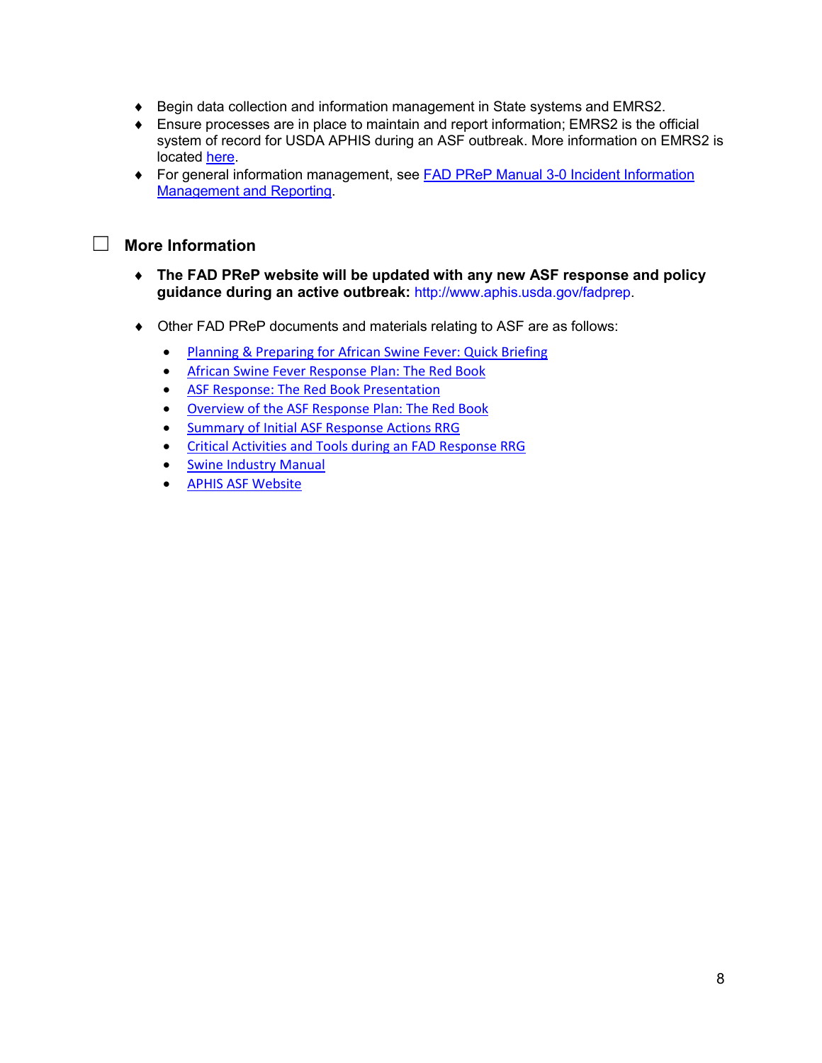- Begin data collection and information management in State systems and EMRS2.
- Ensure processes are in place to maintain and report information; EMRS2 is the official system of record for USDA APHIS during an ASF outbreak. More information on EMRS2 is located here.
- For general information management, see FAD PReP Manual 3-0 Incident Information Management and Reporting.

## ☐ More Information

- **The FAD PReP website will be updated with any new ASF response and policy guidance during an active outbreak:** http://www.aphis.usda.gov/fadprep.

- Other FAD PReP documents and materials relating to ASF are as follows:
  - Planning & Preparing for African Swine Fever: Quick Briefing
  - African Swine Fever Response Plan: The Red Book
  - ASF Response: The Red Book Presentation
  - Overview of the ASF Response Plan: The Red Book
  - Summary of Initial ASF Response Actions RRG
  - Critical Activities and Tools during an FAD Response RRG
  - Swine Industry Manual
  - APHIS ASF Website